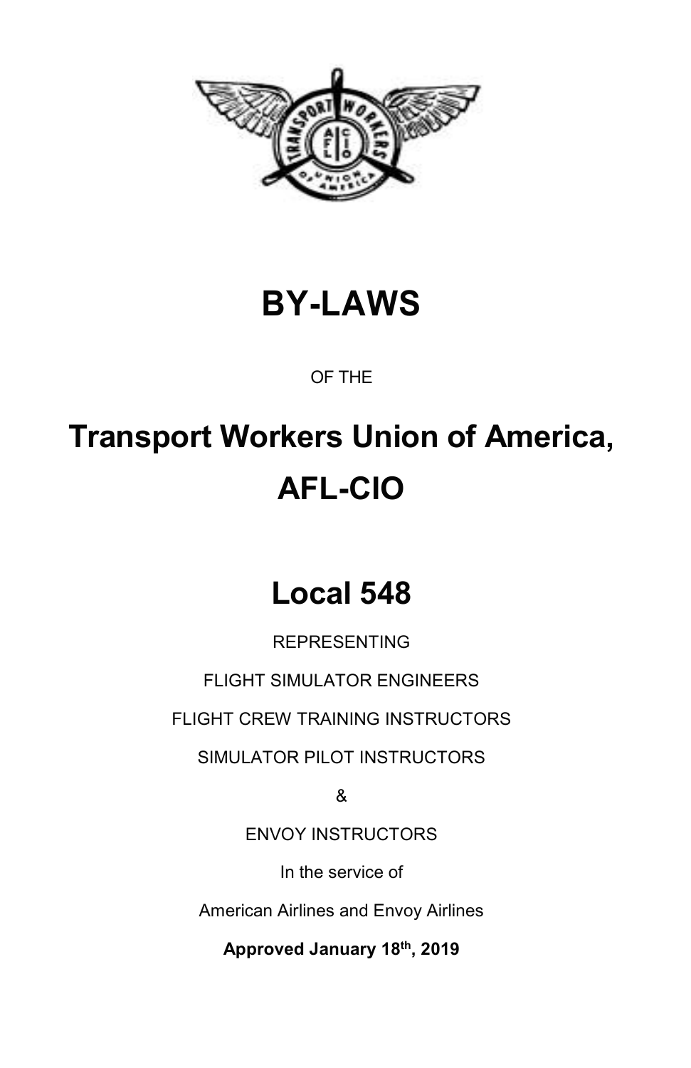# BY-LAWS

OF THE

# Transport Workers Union of America, AFL-CIO

# Local 548

REPRESENTING

FLIGHT SIMULATOR ENGINEERS

FLIGHT CREW TRAINING INSTRUCTORS

SIMULATOR PILOT INSTRUCTORS

&

ENVOY INSTRUCTORS

In the service of

American Airlines and Envoy Airlines

**Approved January 18th, 2019**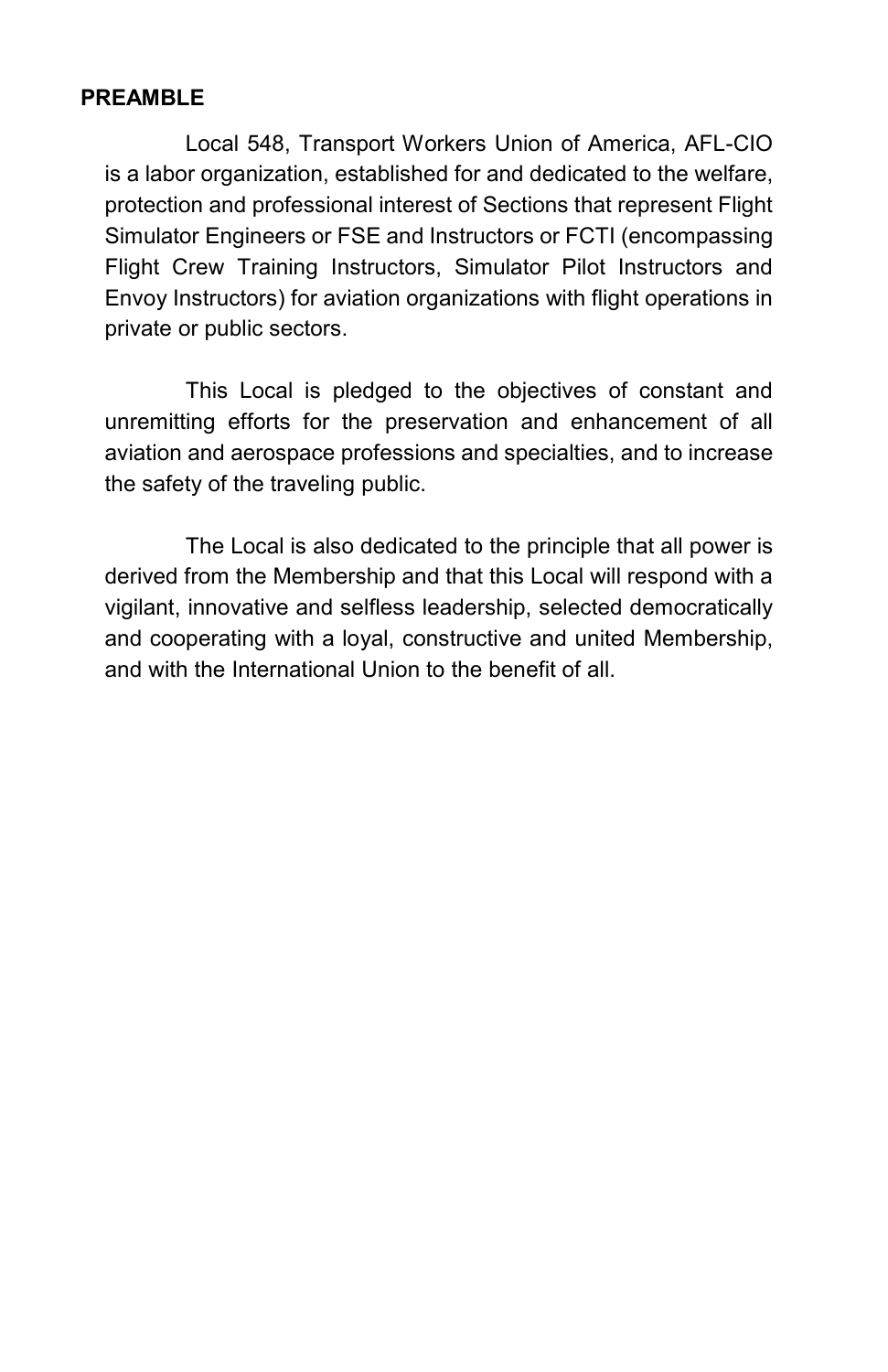## PREAMBLE

Local 548, Transport Workers Union of America, AFL-CIO is a labor organization, established for and dedicated to the welfare, protection and professional interest of Sections that represent Flight Simulator Engineers or FSE and Instructors or FCTI (encompassing Flight Crew Training Instructors, Simulator Pilot Instructors and Envoy Instructors) for aviation organizations with flight operations in private or public sectors.

This Local is pledged to the objectives of constant and unremitting efforts for the preservation and enhancement of all aviation and aerospace professions and specialties, and to increase the safety of the traveling public.

The Local is also dedicated to the principle that all power is derived from the Membership and that this Local will respond with a vigilant, innovative and selfless leadership, selected democratically and cooperating with a loyal, constructive and united Membership, and with the International Union to the benefit of all.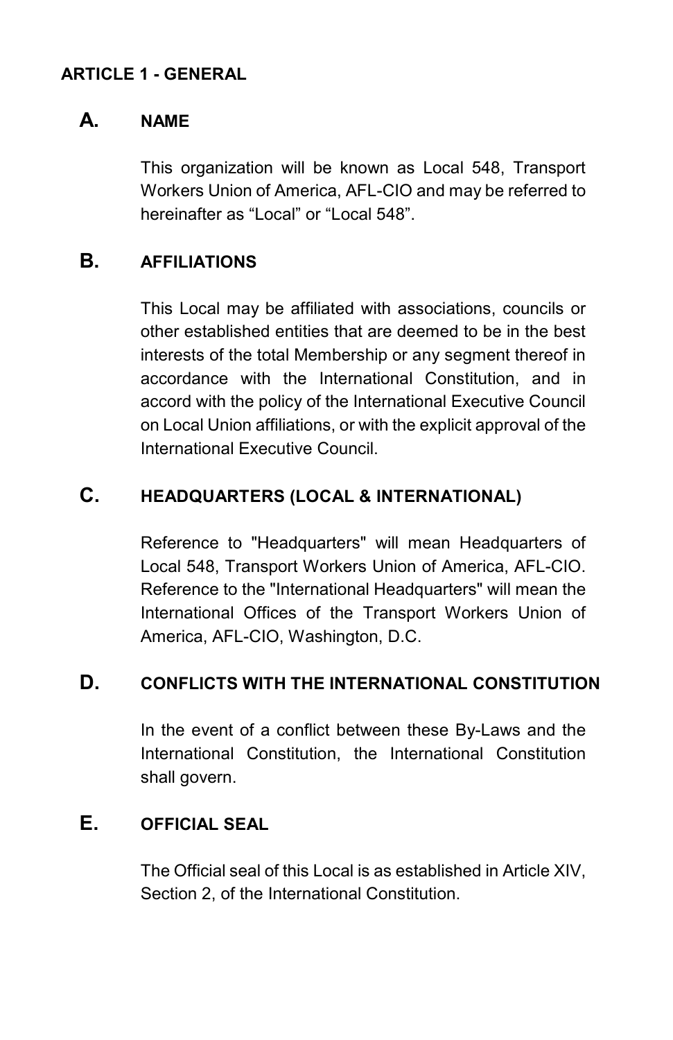## ARTICLE 1 - GENERAL

### A. NAME

This organization will be known as Local 548, Transport Workers Union of America, AFL-CIO and may be referred to hereinafter as “Local” or “Local 548”.

### B. AFFILIATIONS

This Local may be affiliated with associations, councils or other established entities that are deemed to be in the best interests of the total Membership or any segment thereof in accordance with the International Constitution, and in accord with the policy of the International Executive Council on Local Union affiliations, or with the explicit approval of the International Executive Council.

### C. HEADQUARTERS (LOCAL & INTERNATIONAL)

Reference to "Headquarters" will mean Headquarters of Local 548, Transport Workers Union of America, AFL-CIO. Reference to the "International Headquarters" will mean the International Offices of the Transport Workers Union of America, AFL-CIO, Washington, D.C.

### D. CONFLICTS WITH THE INTERNATIONAL CONSTITUTION

In the event of a conflict between these By-Laws and the International Constitution, the International Constitution shall govern.

### E. OFFICIAL SEAL

The Official seal of this Local is as established in Article XIV, Section 2, of the International Constitution.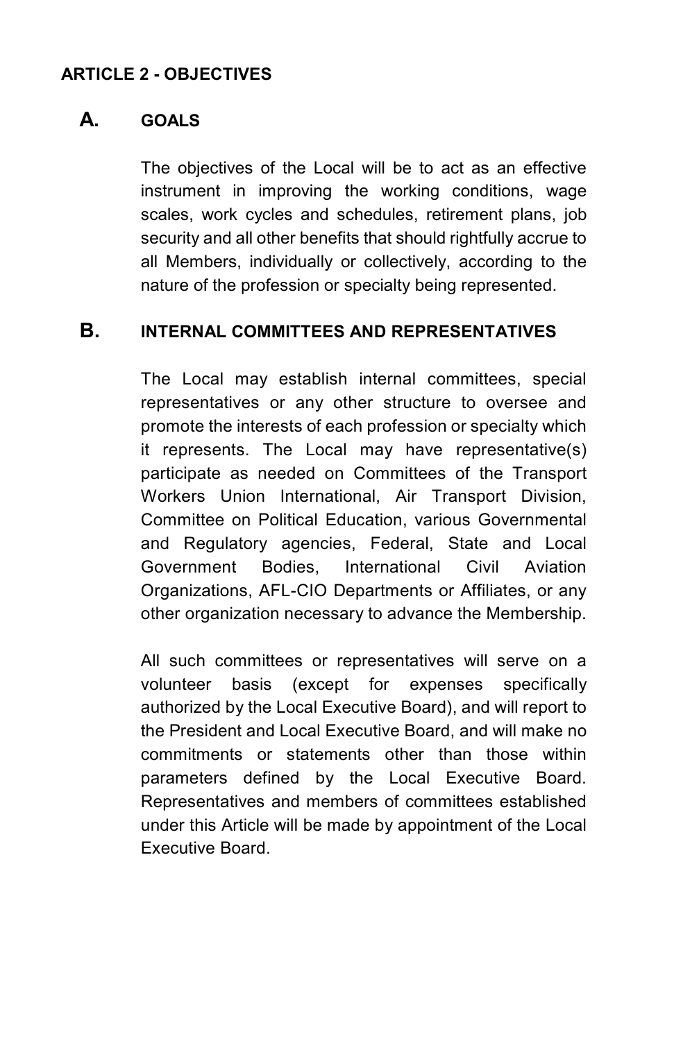## ARTICLE 2 - OBJECTIVES

### A. GOALS

The objectives of the Local will be to act as an effective instrument in improving the working conditions, wage scales, work cycles and schedules, retirement plans, job security and all other benefits that should rightfully accrue to all Members, individually or collectively, according to the nature of the profession or specialty being represented.

### B. INTERNAL COMMITTEES AND REPRESENTATIVES

The Local may establish internal committees, special representatives or any other structure to oversee and promote the interests of each profession or specialty which it represents. The Local may have representative(s) participate as needed on Committees of the Transport Workers Union International, Air Transport Division, Committee on Political Education, various Governmental and Regulatory agencies, Federal, State and Local Government Bodies, International Civil Aviation Organizations, AFL-CIO Departments or Affiliates, or any other organization necessary to advance the Membership.

All such committees or representatives will serve on a volunteer basis (except for expenses specifically authorized by the Local Executive Board), and will report to the President and Local Executive Board, and will make no commitments or statements other than those within parameters defined by the Local Executive Board. Representatives and members of committees established under this Article will be made by appointment of the Local Executive Board.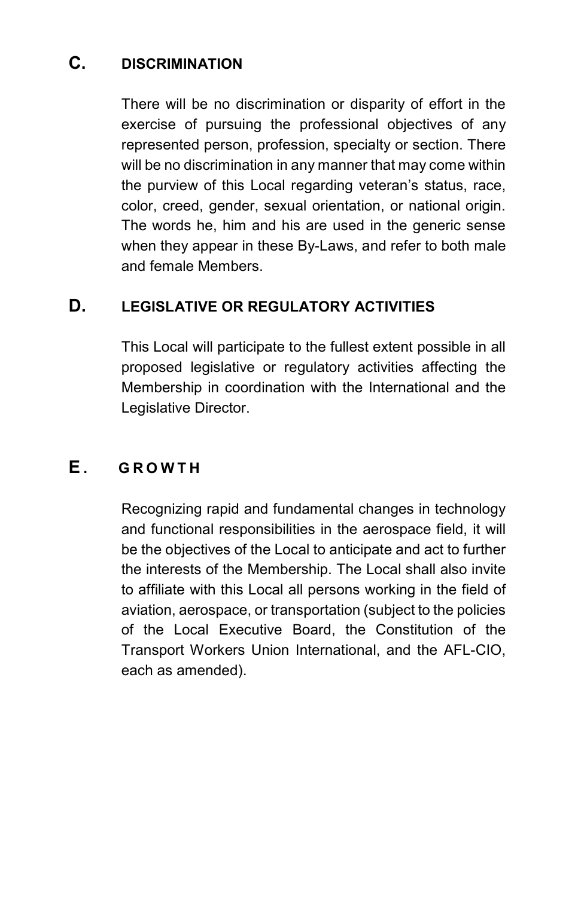## C. DISCRIMINATION

There will be no discrimination or disparity of effort in the exercise of pursuing the professional objectives of any represented person, profession, specialty or section. There will be no discrimination in any manner that may come within the purview of this Local regarding veteran's status, race, color, creed, gender, sexual orientation, or national origin. The words he, him and his are used in the generic sense when they appear in these By-Laws, and refer to both male and female Members.

## D. LEGISLATIVE OR REGULATORY ACTIVITIES

This Local will participate to the fullest extent possible in all proposed legislative or regulatory activities affecting the Membership in coordination with the International and the Legislative Director.

## E. GROWTH

Recognizing rapid and fundamental changes in technology and functional responsibilities in the aerospace field, it will be the objectives of the Local to anticipate and act to further the interests of the Membership. The Local shall also invite to affiliate with this Local all persons working in the field of aviation, aerospace, or transportation (subject to the policies of the Local Executive Board, the Constitution of the Transport Workers Union International, and the AFL-CIO, each as amended).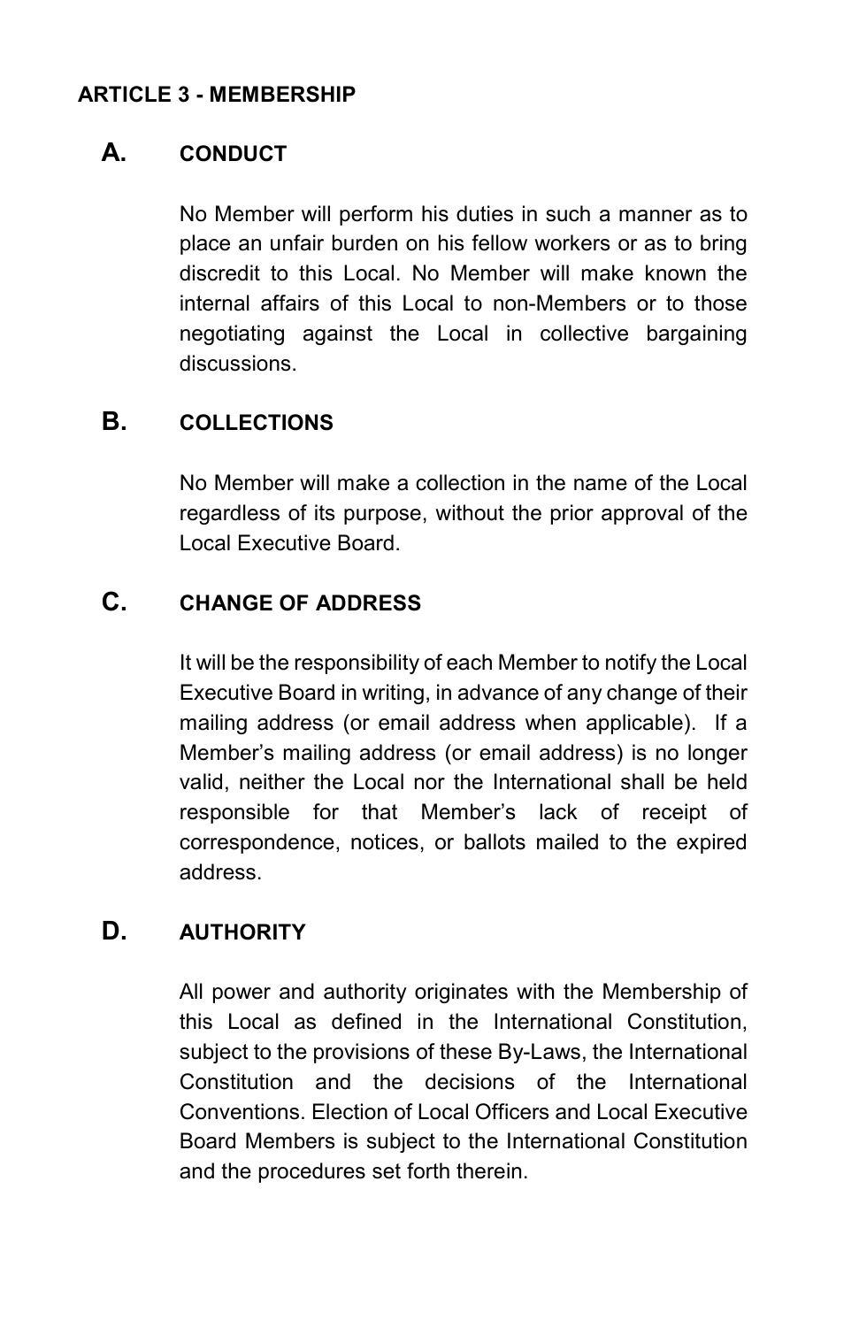## ARTICLE 3 - MEMBERSHIP

### A. CONDUCT

No Member will perform his duties in such a manner as to place an unfair burden on his fellow workers or as to bring discredit to this Local. No Member will make known the internal affairs of this Local to non-Members or to those negotiating against the Local in collective bargaining discussions.

### B. COLLECTIONS

No Member will make a collection in the name of the Local regardless of its purpose, without the prior approval of the Local Executive Board.

### C. CHANGE OF ADDRESS

It will be the responsibility of each Member to notify the Local Executive Board in writing, in advance of any change of their mailing address (or email address when applicable). If a Member's mailing address (or email address) is no longer valid, neither the Local nor the International shall be held responsible for that Member's lack of receipt of correspondence, notices, or ballots mailed to the expired address.

### D. AUTHORITY

All power and authority originates with the Membership of this Local as defined in the International Constitution, subject to the provisions of these By-Laws, the International Constitution and the decisions of the International Conventions. Election of Local Officers and Local Executive Board Members is subject to the International Constitution and the procedures set forth therein.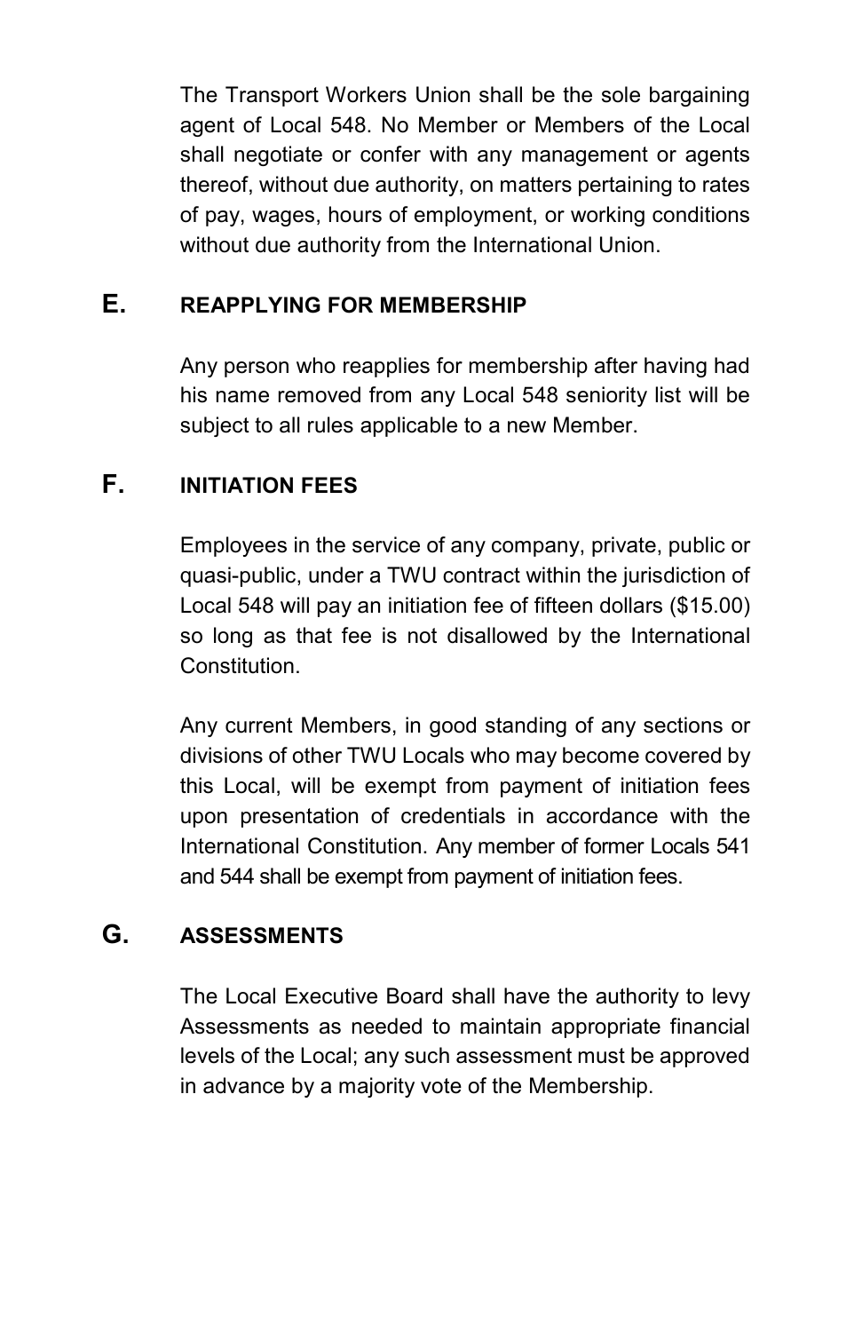The Transport Workers Union shall be the sole bargaining agent of Local 548. No Member or Members of the Local shall negotiate or confer with any management or agents thereof, without due authority, on matters pertaining to rates of pay, wages, hours of employment, or working conditions without due authority from the International Union.

## E. REAPPLYING FOR MEMBERSHIP

Any person who reapplies for membership after having had his name removed from any Local 548 seniority list will be subject to all rules applicable to a new Member.

## F. INITIATION FEES

Employees in the service of any company, private, public or quasi-public, under a TWU contract within the jurisdiction of Local 548 will pay an initiation fee of fifteen dollars ($15.00) so long as that fee is not disallowed by the International Constitution.

Any current Members, in good standing of any sections or divisions of other TWU Locals who may become covered by this Local, will be exempt from payment of initiation fees upon presentation of credentials in accordance with the International Constitution. Any member of former Locals 541 and 544 shall be exempt from payment of initiation fees.

## G. ASSESSMENTS

The Local Executive Board shall have the authority to levy Assessments as needed to maintain appropriate financial levels of the Local; any such assessment must be approved in advance by a majority vote of the Membership.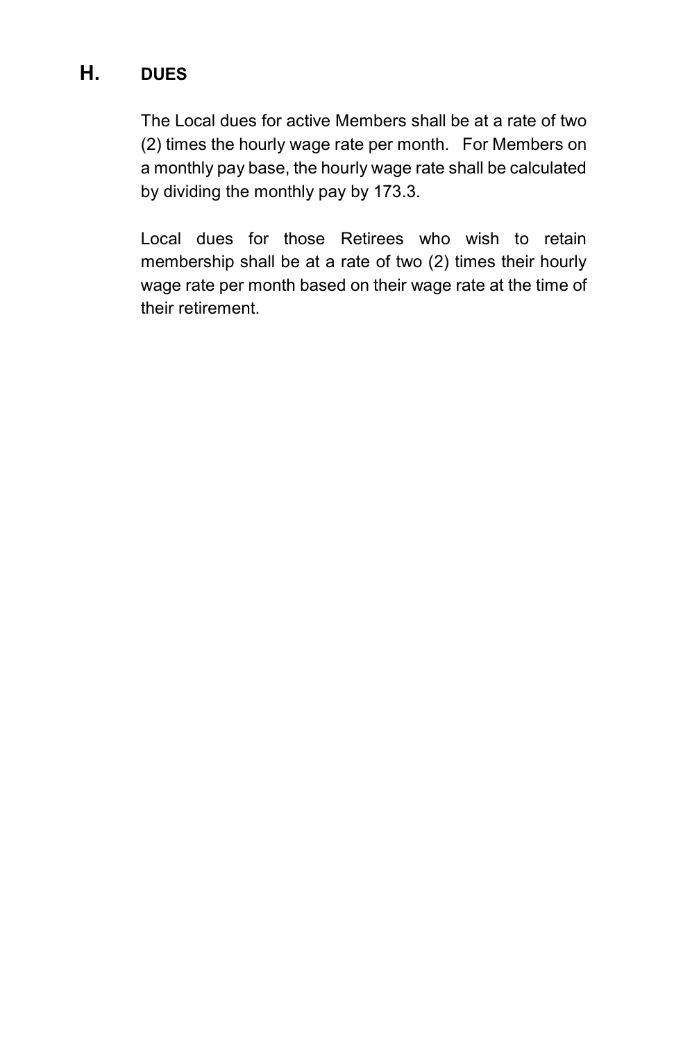## H. DUES

The Local dues for active Members shall be at a rate of two (2) times the hourly wage rate per month. For Members on a monthly pay base, the hourly wage rate shall be calculated by dividing the monthly pay by 173.3.

Local dues for those Retirees who wish to retain membership shall be at a rate of two (2) times their hourly wage rate per month based on their wage rate at the time of their retirement.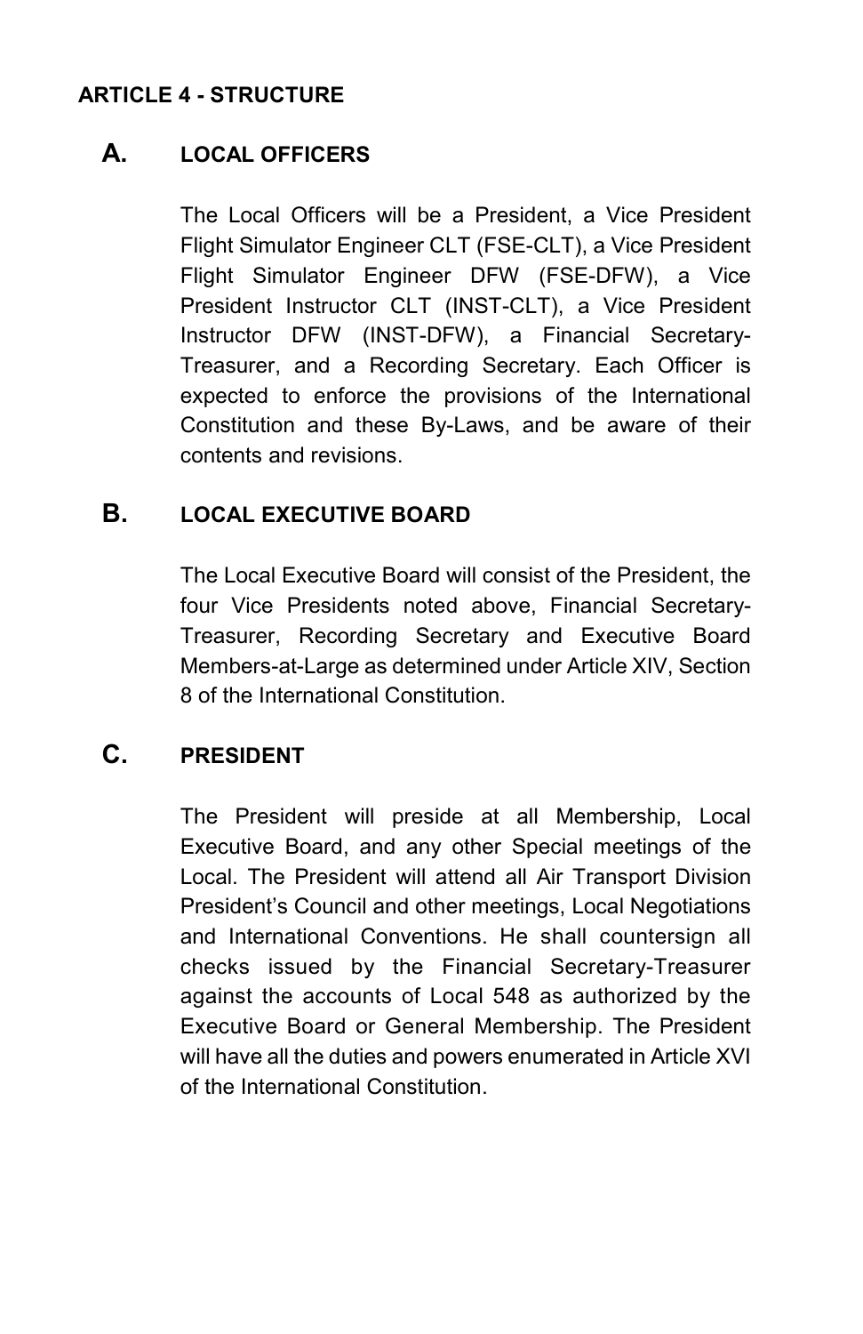## ARTICLE 4 - STRUCTURE

### A. LOCAL OFFICERS

The Local Officers will be a President, a Vice President Flight Simulator Engineer CLT (FSE-CLT), a Vice President Flight Simulator Engineer DFW (FSE-DFW), a Vice President Instructor CLT (INST-CLT), a Vice President Instructor DFW (INST-DFW), a Financial Secretary-Treasurer, and a Recording Secretary. Each Officer is expected to enforce the provisions of the International Constitution and these By-Laws, and be aware of their contents and revisions.

### B. LOCAL EXECUTIVE BOARD

The Local Executive Board will consist of the President, the four Vice Presidents noted above, Financial Secretary-Treasurer, Recording Secretary and Executive Board Members-at-Large as determined under Article XIV, Section 8 of the International Constitution.

### C. PRESIDENT

The President will preside at all Membership, Local Executive Board, and any other Special meetings of the Local. The President will attend all Air Transport Division President's Council and other meetings, Local Negotiations and International Conventions. He shall countersign all checks issued by the Financial Secretary-Treasurer against the accounts of Local 548 as authorized by the Executive Board or General Membership. The President will have all the duties and powers enumerated in Article XVI of the International Constitution.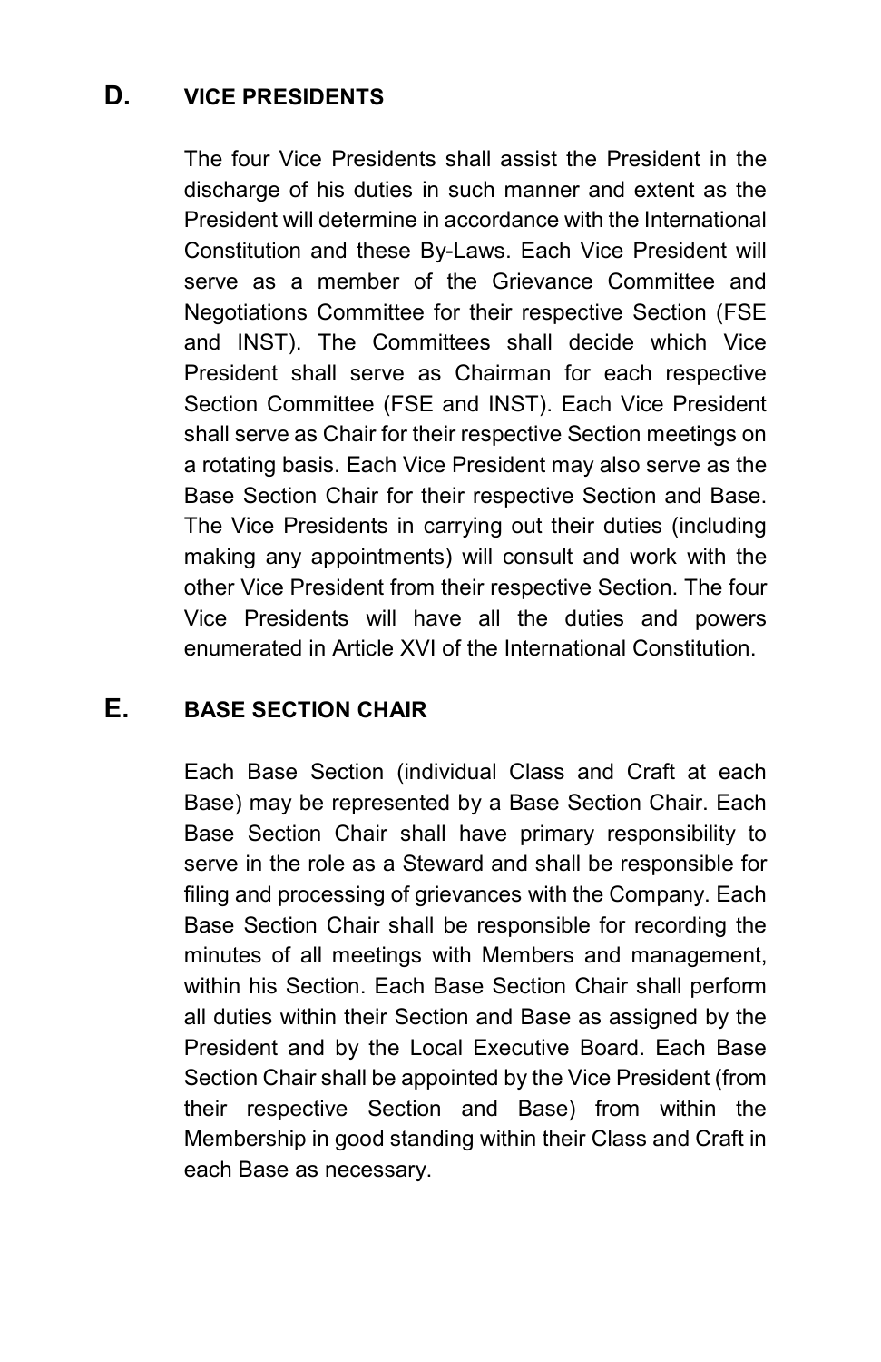## D. VICE PRESIDENTS

The four Vice Presidents shall assist the President in the discharge of his duties in such manner and extent as the President will determine in accordance with the International Constitution and these By-Laws. Each Vice President will serve as a member of the Grievance Committee and Negotiations Committee for their respective Section (FSE and INST). The Committees shall decide which Vice President shall serve as Chairman for each respective Section Committee (FSE and INST). Each Vice President shall serve as Chair for their respective Section meetings on a rotating basis. Each Vice President may also serve as the Base Section Chair for their respective Section and Base. The Vice Presidents in carrying out their duties (including making any appointments) will consult and work with the other Vice President from their respective Section. The four Vice Presidents will have all the duties and powers enumerated in Article XVI of the International Constitution.

## E. BASE SECTION CHAIR

Each Base Section (individual Class and Craft at each Base) may be represented by a Base Section Chair. Each Base Section Chair shall have primary responsibility to serve in the role as a Steward and shall be responsible for filing and processing of grievances with the Company. Each Base Section Chair shall be responsible for recording the minutes of all meetings with Members and management, within his Section. Each Base Section Chair shall perform all duties within their Section and Base as assigned by the President and by the Local Executive Board. Each Base Section Chair shall be appointed by the Vice President (from their respective Section and Base) from within the Membership in good standing within their Class and Craft in each Base as necessary.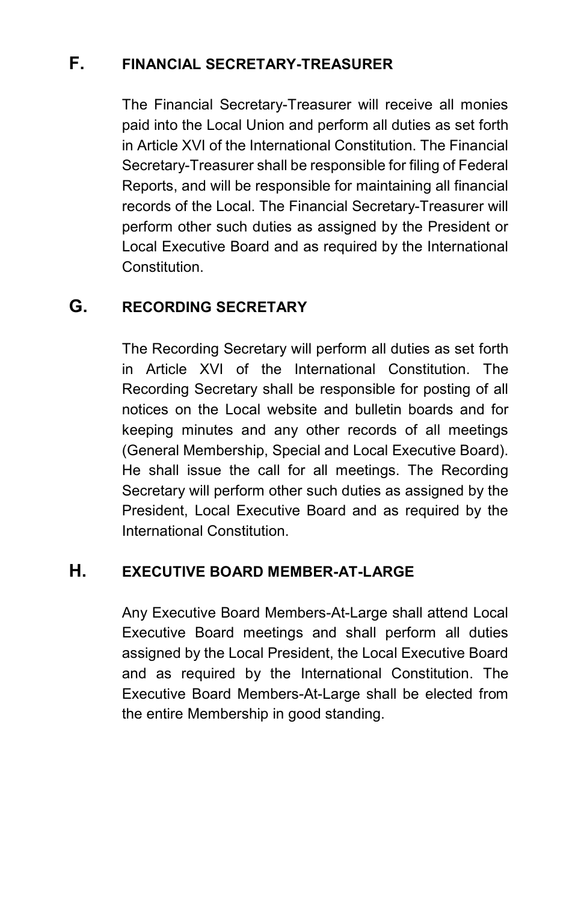## F. FINANCIAL SECRETARY-TREASURER

The Financial Secretary-Treasurer will receive all monies paid into the Local Union and perform all duties as set forth in Article XVI of the International Constitution. The Financial Secretary-Treasurer shall be responsible for filing of Federal Reports, and will be responsible for maintaining all financial records of the Local. The Financial Secretary-Treasurer will perform other such duties as assigned by the President or Local Executive Board and as required by the International Constitution.

## G. RECORDING SECRETARY

The Recording Secretary will perform all duties as set forth in Article XVI of the International Constitution. The Recording Secretary shall be responsible for posting of all notices on the Local website and bulletin boards and for keeping minutes and any other records of all meetings (General Membership, Special and Local Executive Board). He shall issue the call for all meetings. The Recording Secretary will perform other such duties as assigned by the President, Local Executive Board and as required by the International Constitution.

## H. EXECUTIVE BOARD MEMBER-AT-LARGE

Any Executive Board Members-At-Large shall attend Local Executive Board meetings and shall perform all duties assigned by the Local President, the Local Executive Board and as required by the International Constitution. The Executive Board Members-At-Large shall be elected from the entire Membership in good standing.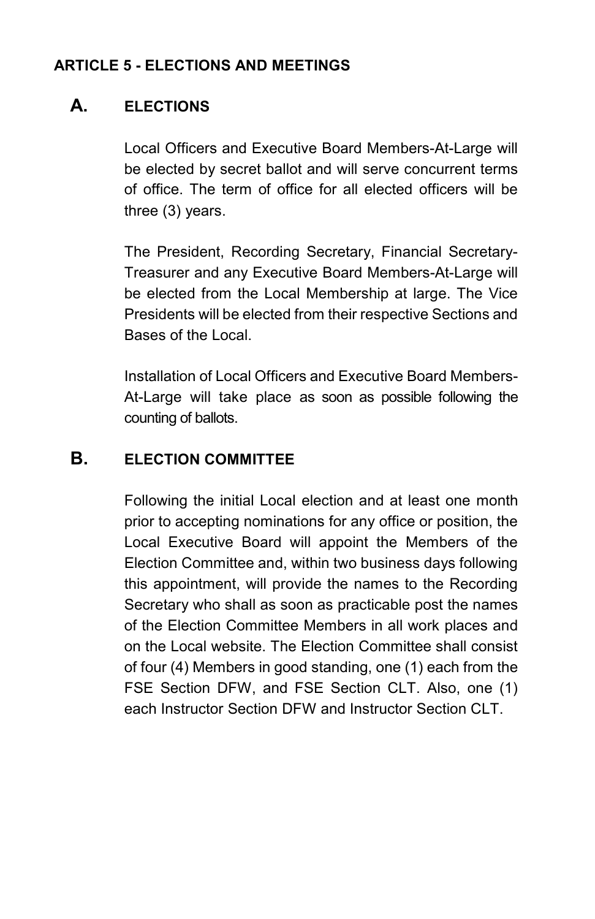## ARTICLE 5 - ELECTIONS AND MEETINGS

### A. ELECTIONS

Local Officers and Executive Board Members-At-Large will be elected by secret ballot and will serve concurrent terms of office. The term of office for all elected officers will be three (3) years.

The President, Recording Secretary, Financial Secretary-Treasurer and any Executive Board Members-At-Large will be elected from the Local Membership at large. The Vice Presidents will be elected from their respective Sections and Bases of the Local.

Installation of Local Officers and Executive Board Members-At-Large will take place as soon as possible following the counting of ballots.

### B. ELECTION COMMITTEE

Following the initial Local election and at least one month prior to accepting nominations for any office or position, the Local Executive Board will appoint the Members of the Election Committee and, within two business days following this appointment, will provide the names to the Recording Secretary who shall as soon as practicable post the names of the Election Committee Members in all work places and on the Local website. The Election Committee shall consist of four (4) Members in good standing, one (1) each from the FSE Section DFW, and FSE Section CLT. Also, one (1) each Instructor Section DFW and Instructor Section CLT.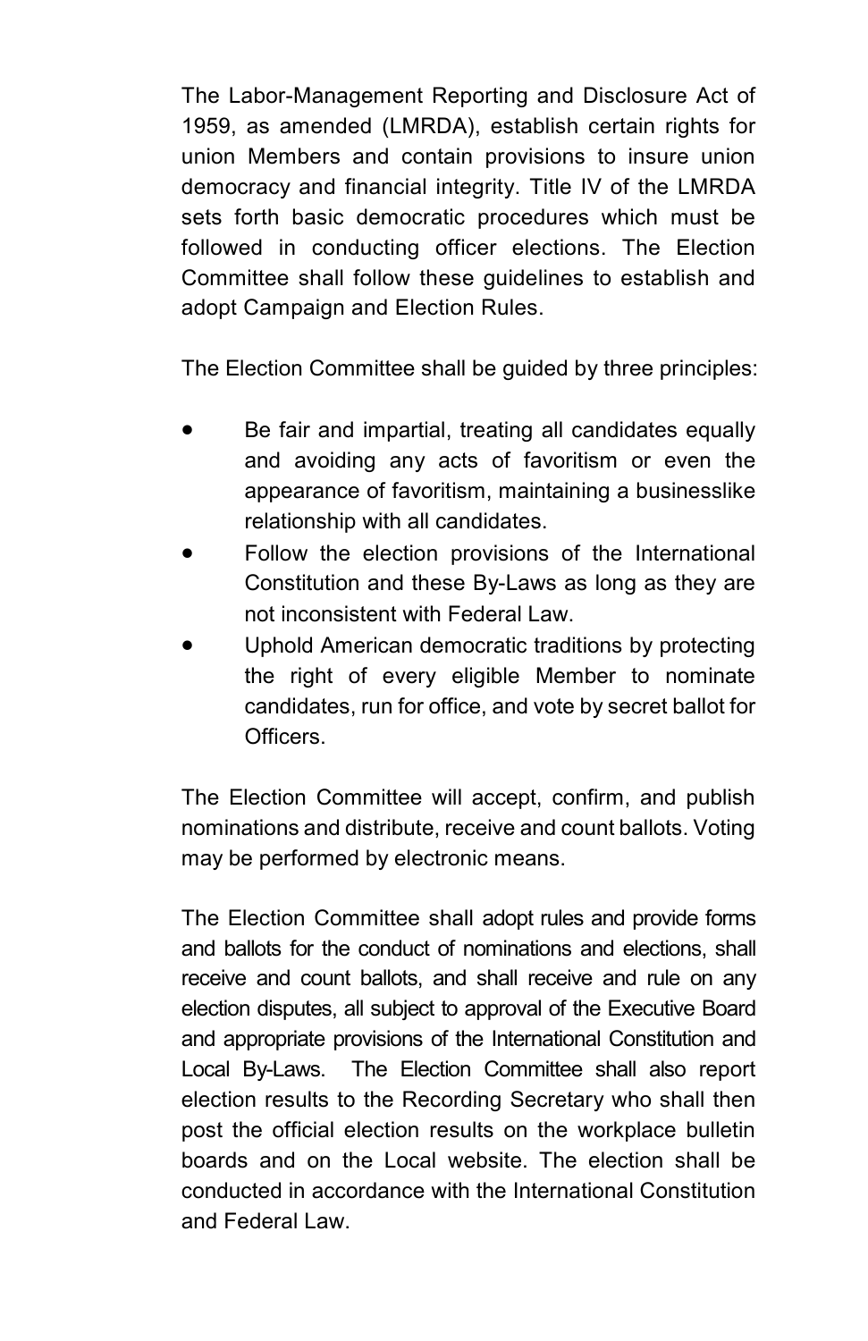The Labor-Management Reporting and Disclosure Act of 1959, as amended (LMRDA), establish certain rights for union Members and contain provisions to insure union democracy and financial integrity. Title IV of the LMRDA sets forth basic democratic procedures which must be followed in conducting officer elections. The Election Committee shall follow these guidelines to establish and adopt Campaign and Election Rules.

The Election Committee shall be guided by three principles:

- Be fair and impartial, treating all candidates equally and avoiding any acts of favoritism or even the appearance of favoritism, maintaining a businesslike relationship with all candidates.
- Follow the election provisions of the International Constitution and these By-Laws as long as they are not inconsistent with Federal Law.
- Uphold American democratic traditions by protecting the right of every eligible Member to nominate candidates, run for office, and vote by secret ballot for Officers.

The Election Committee will accept, confirm, and publish nominations and distribute, receive and count ballots. Voting may be performed by electronic means.

The Election Committee shall adopt rules and provide forms and ballots for the conduct of nominations and elections, shall receive and count ballots, and shall receive and rule on any election disputes, all subject to approval of the Executive Board and appropriate provisions of the International Constitution and Local By-Laws. The Election Committee shall also report election results to the Recording Secretary who shall then post the official election results on the workplace bulletin boards and on the Local website. The election shall be conducted in accordance with the International Constitution and Federal Law.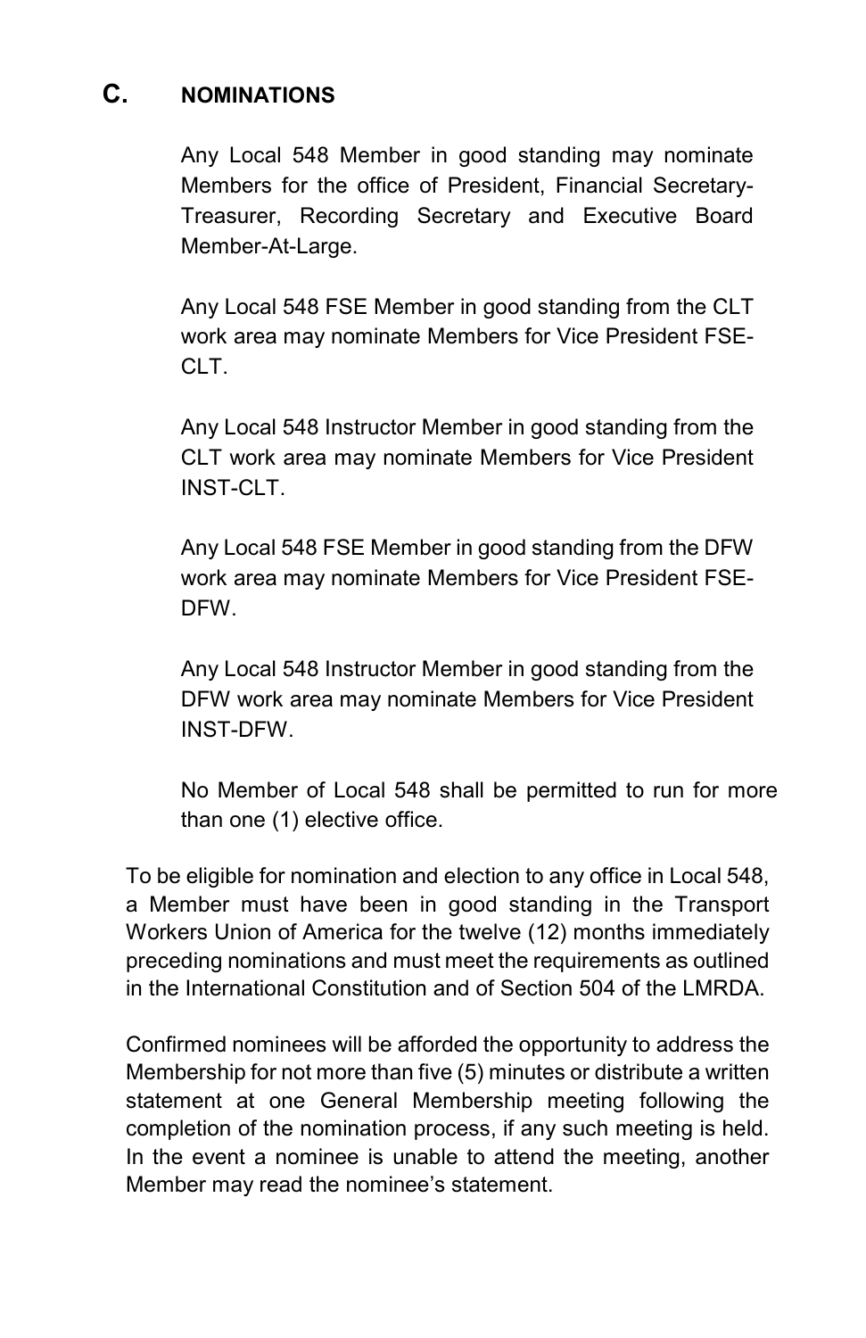## C. NOMINATIONS

Any Local 548 Member in good standing may nominate Members for the office of President, Financial Secretary-Treasurer, Recording Secretary and Executive Board Member-At-Large.

Any Local 548 FSE Member in good standing from the CLT work area may nominate Members for Vice President FSE-CLT.

Any Local 548 Instructor Member in good standing from the CLT work area may nominate Members for Vice President INST-CLT.

Any Local 548 FSE Member in good standing from the DFW work area may nominate Members for Vice President FSE-DFW.

Any Local 548 Instructor Member in good standing from the DFW work area may nominate Members for Vice President INST-DFW.

No Member of Local 548 shall be permitted to run for more than one (1) elective office.

To be eligible for nomination and election to any office in Local 548, a Member must have been in good standing in the Transport Workers Union of America for the twelve (12) months immediately preceding nominations and must meet the requirements as outlined in the International Constitution and of Section 504 of the LMRDA.

Confirmed nominees will be afforded the opportunity to address the Membership for not more than five (5) minutes or distribute a written statement at one General Membership meeting following the completion of the nomination process, if any such meeting is held. In the event a nominee is unable to attend the meeting, another Member may read the nominee's statement.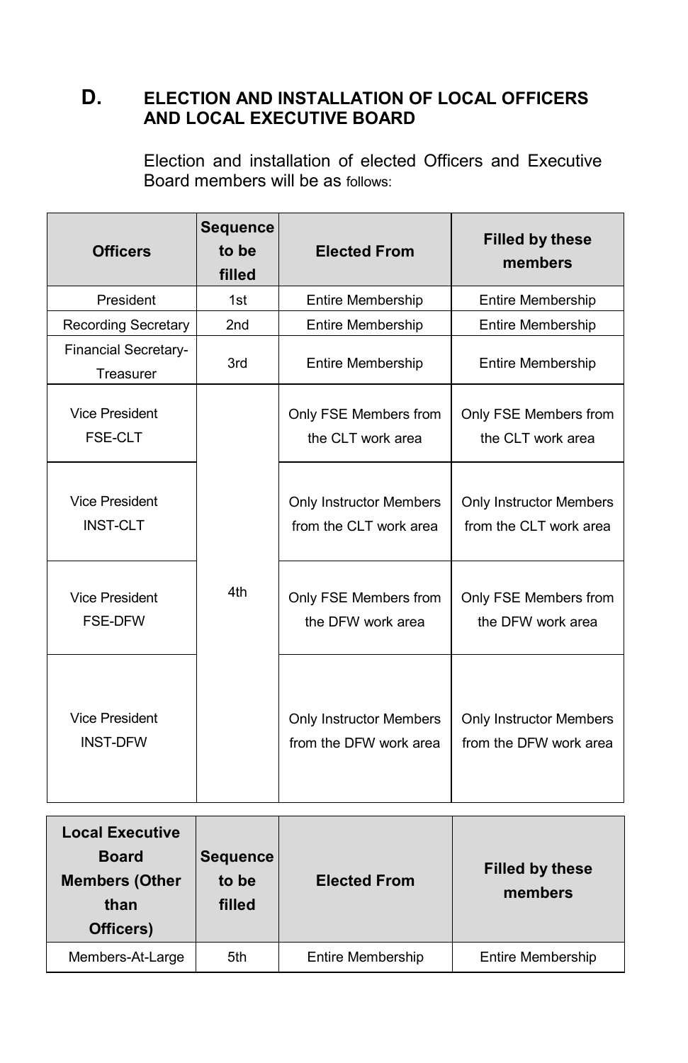## D. ELECTION AND INSTALLATION OF LOCAL OFFICERS AND LOCAL EXECUTIVE BOARD

Election and installation of elected Officers and Executive Board members will be as follows:

| Officers | Sequence to be filled | Elected From | Filled by these members |
| --- | --- | --- | --- |
| President | 1st | Entire Membership | Entire Membership |
| Recording Secretary | 2nd | Entire Membership | Entire Membership |
| Financial Secretary-Treasurer | 3rd | Entire Membership | Entire Membership |
| Vice President FSE-CLT | 4th | Only FSE Members from the CLT work area | Only FSE Members from the CLT work area |
| Vice President INST-CLT | | Only Instructor Members from the CLT work area | Only Instructor Members from the CLT work area |
| Vice President FSE-DFW | | Only FSE Members from the DFW work area | Only FSE Members from the DFW work area |
| Vice President INST-DFW | | Only Instructor Members from the DFW work area | Only Instructor Members from the DFW work area |

| Local Executive Board Members (Other than Officers) | Sequence to be filled | Elected From | Filled by these members |
| --- | --- | --- | --- |
| Members-At-Large | 5th | Entire Membership | Entire Membership |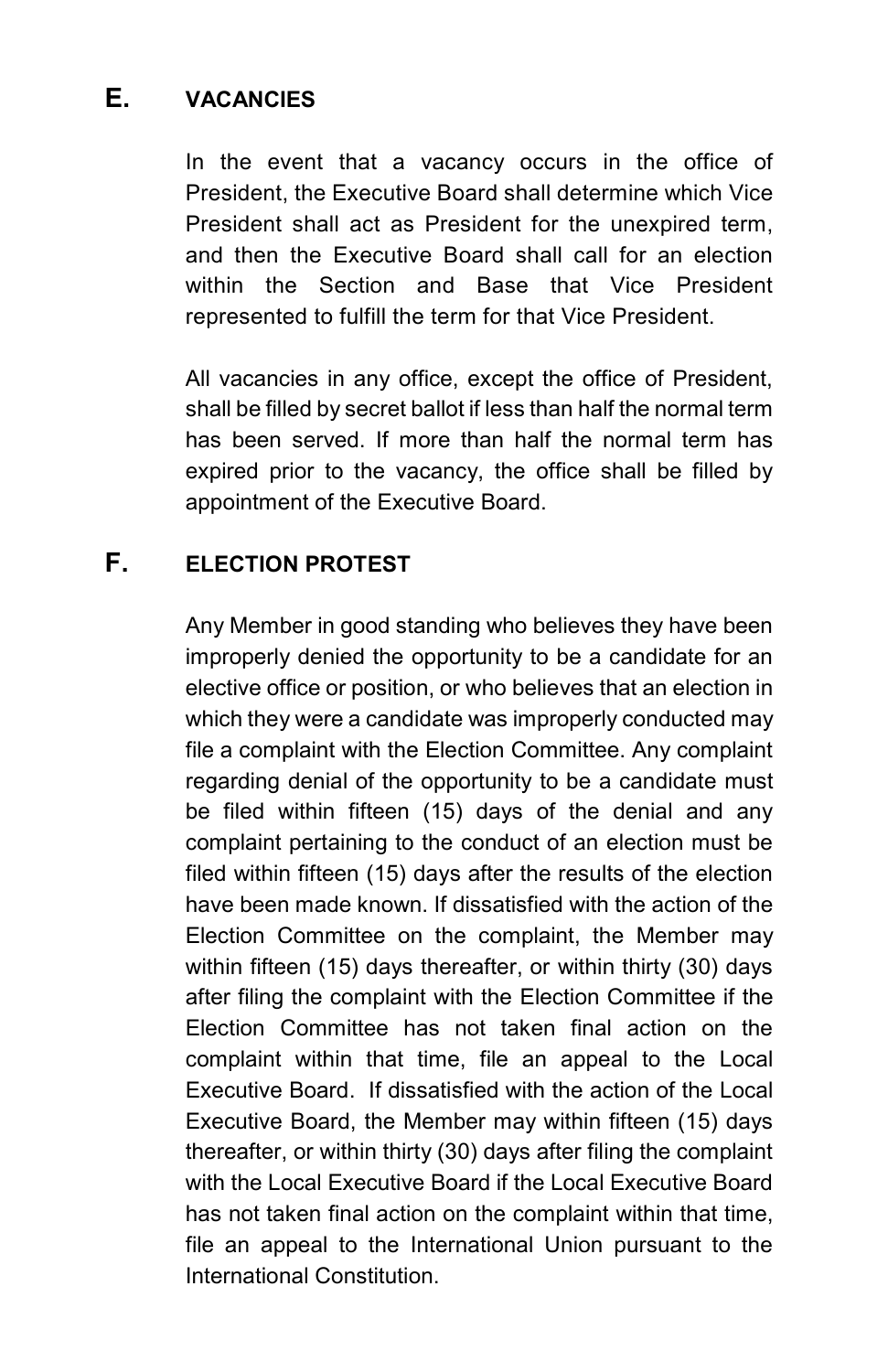## E. VACANCIES

In the event that a vacancy occurs in the office of President, the Executive Board shall determine which Vice President shall act as President for the unexpired term, and then the Executive Board shall call for an election within the Section and Base that Vice President represented to fulfill the term for that Vice President.

All vacancies in any office, except the office of President, shall be filled by secret ballot if less than half the normal term has been served. If more than half the normal term has expired prior to the vacancy, the office shall be filled by appointment of the Executive Board.

## F. ELECTION PROTEST

Any Member in good standing who believes they have been improperly denied the opportunity to be a candidate for an elective office or position, or who believes that an election in which they were a candidate was improperly conducted may file a complaint with the Election Committee. Any complaint regarding denial of the opportunity to be a candidate must be filed within fifteen (15) days of the denial and any complaint pertaining to the conduct of an election must be filed within fifteen (15) days after the results of the election have been made known. If dissatisfied with the action of the Election Committee on the complaint, the Member may within fifteen (15) days thereafter, or within thirty (30) days after filing the complaint with the Election Committee if the Election Committee has not taken final action on the complaint within that time, file an appeal to the Local Executive Board. If dissatisfied with the action of the Local Executive Board, the Member may within fifteen (15) days thereafter, or within thirty (30) days after filing the complaint with the Local Executive Board if the Local Executive Board has not taken final action on the complaint within that time, file an appeal to the International Union pursuant to the International Constitution.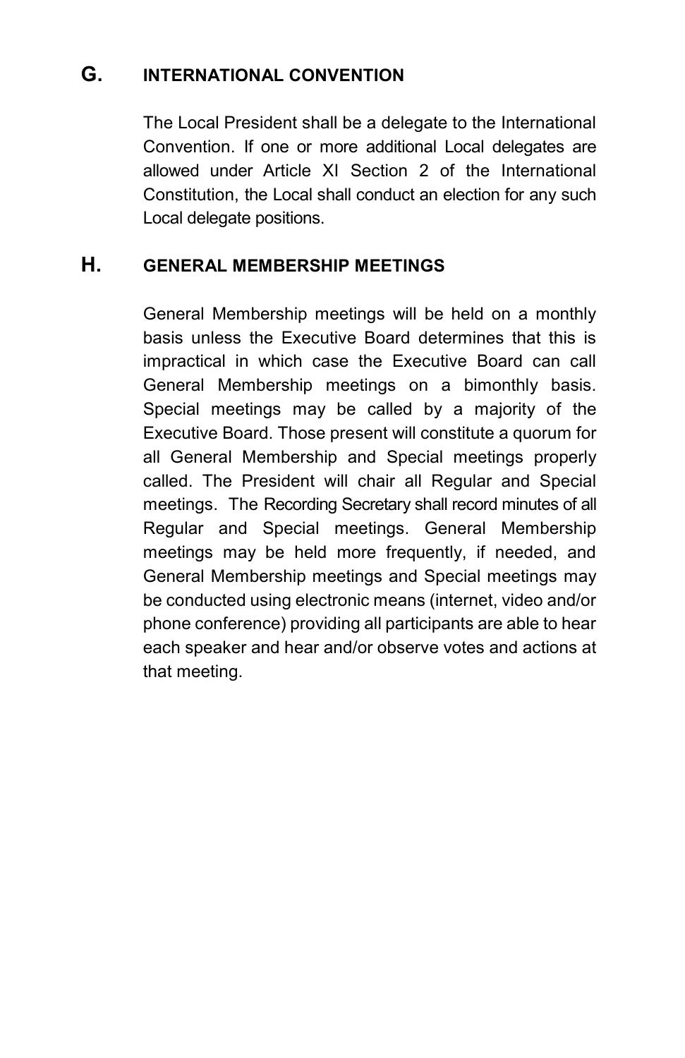## G. INTERNATIONAL CONVENTION

The Local President shall be a delegate to the International Convention. If one or more additional Local delegates are allowed under Article XI Section 2 of the International Constitution, the Local shall conduct an election for any such Local delegate positions.

## H. GENERAL MEMBERSHIP MEETINGS

General Membership meetings will be held on a monthly basis unless the Executive Board determines that this is impractical in which case the Executive Board can call General Membership meetings on a bimonthly basis. Special meetings may be called by a majority of the Executive Board. Those present will constitute a quorum for all General Membership and Special meetings properly called. The President will chair all Regular and Special meetings. The Recording Secretary shall record minutes of all Regular and Special meetings. General Membership meetings may be held more frequently, if needed, and General Membership meetings and Special meetings may be conducted using electronic means (internet, video and/or phone conference) providing all participants are able to hear each speaker and hear and/or observe votes and actions at that meeting.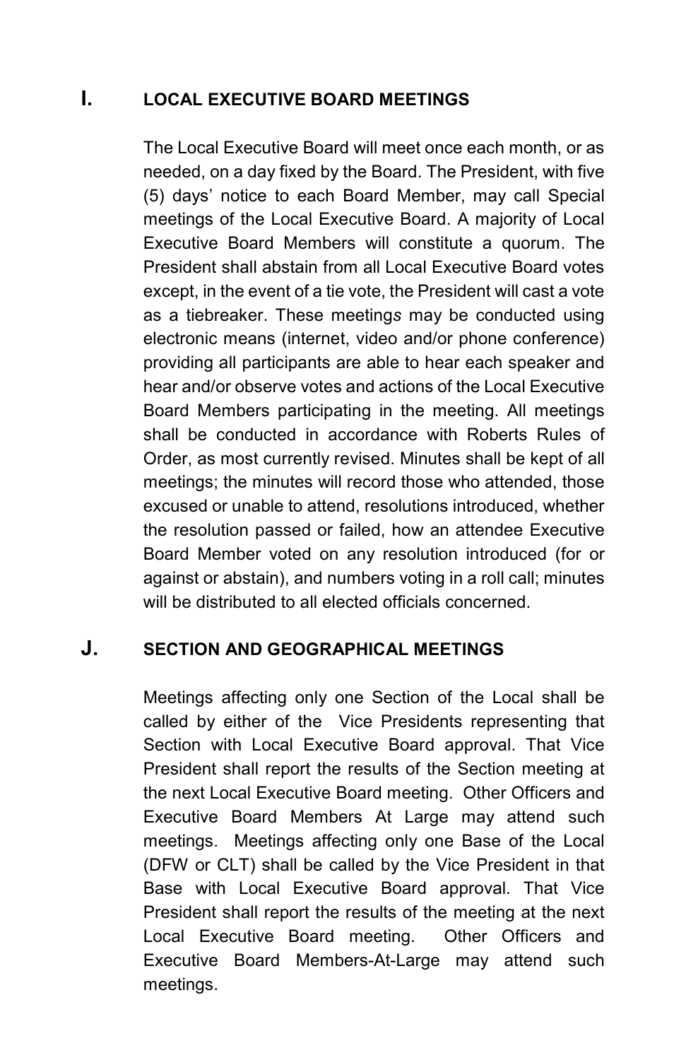## I. LOCAL EXECUTIVE BOARD MEETINGS

The Local Executive Board will meet once each month, or as needed, on a day fixed by the Board. The President, with five (5) days' notice to each Board Member, may call Special meetings of the Local Executive Board. A majority of Local Executive Board Members will constitute a quorum. The President shall abstain from all Local Executive Board votes except, in the event of a tie vote, the President will cast a vote as a tiebreaker. These meetings may be conducted using electronic means (internet, video and/or phone conference) providing all participants are able to hear each speaker and hear and/or observe votes and actions of the Local Executive Board Members participating in the meeting. All meetings shall be conducted in accordance with Roberts Rules of Order, as most currently revised. Minutes shall be kept of all meetings; the minutes will record those who attended, those excused or unable to attend, resolutions introduced, whether the resolution passed or failed, how an attendee Executive Board Member voted on any resolution introduced (for or against or abstain), and numbers voting in a roll call; minutes will be distributed to all elected officials concerned.

## J. SECTION AND GEOGRAPHICAL MEETINGS

Meetings affecting only one Section of the Local shall be called by either of the Vice Presidents representing that Section with Local Executive Board approval. That Vice President shall report the results of the Section meeting at the next Local Executive Board meeting. Other Officers and Executive Board Members At Large may attend such meetings. Meetings affecting only one Base of the Local (DFW or CLT) shall be called by the Vice President in that Base with Local Executive Board approval. That Vice President shall report the results of the meeting at the next Local Executive Board meeting. Other Officers and Executive Board Members-At-Large may attend such meetings.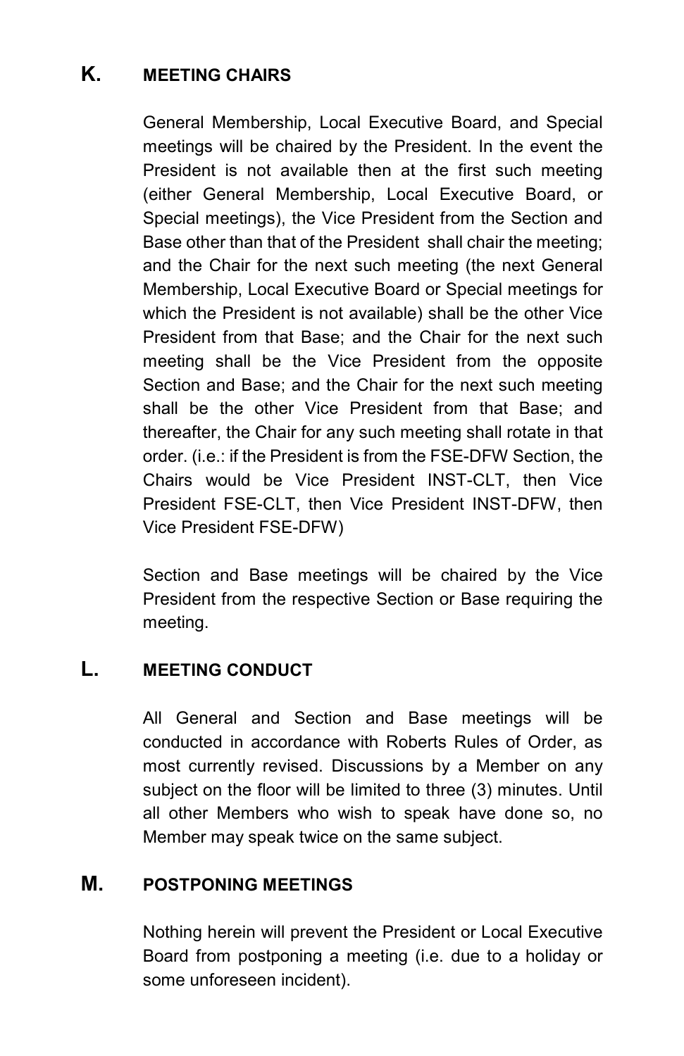## K. MEETING CHAIRS

General Membership, Local Executive Board, and Special meetings will be chaired by the President. In the event the President is not available then at the first such meeting (either General Membership, Local Executive Board, or Special meetings), the Vice President from the Section and Base other than that of the President shall chair the meeting; and the Chair for the next such meeting (the next General Membership, Local Executive Board or Special meetings for which the President is not available) shall be the other Vice President from that Base; and the Chair for the next such meeting shall be the Vice President from the opposite Section and Base; and the Chair for the next such meeting shall be the other Vice President from that Base; and thereafter, the Chair for any such meeting shall rotate in that order. (i.e.: if the President is from the FSE-DFW Section, the Chairs would be Vice President INST-CLT, then Vice President FSE-CLT, then Vice President INST-DFW, then Vice President FSE-DFW)

Section and Base meetings will be chaired by the Vice President from the respective Section or Base requiring the meeting.

## L. MEETING CONDUCT

All General and Section and Base meetings will be conducted in accordance with Roberts Rules of Order, as most currently revised. Discussions by a Member on any subject on the floor will be limited to three (3) minutes. Until all other Members who wish to speak have done so, no Member may speak twice on the same subject.

## M. POSTPONING MEETINGS

Nothing herein will prevent the President or Local Executive Board from postponing a meeting (i.e. due to a holiday or some unforeseen incident).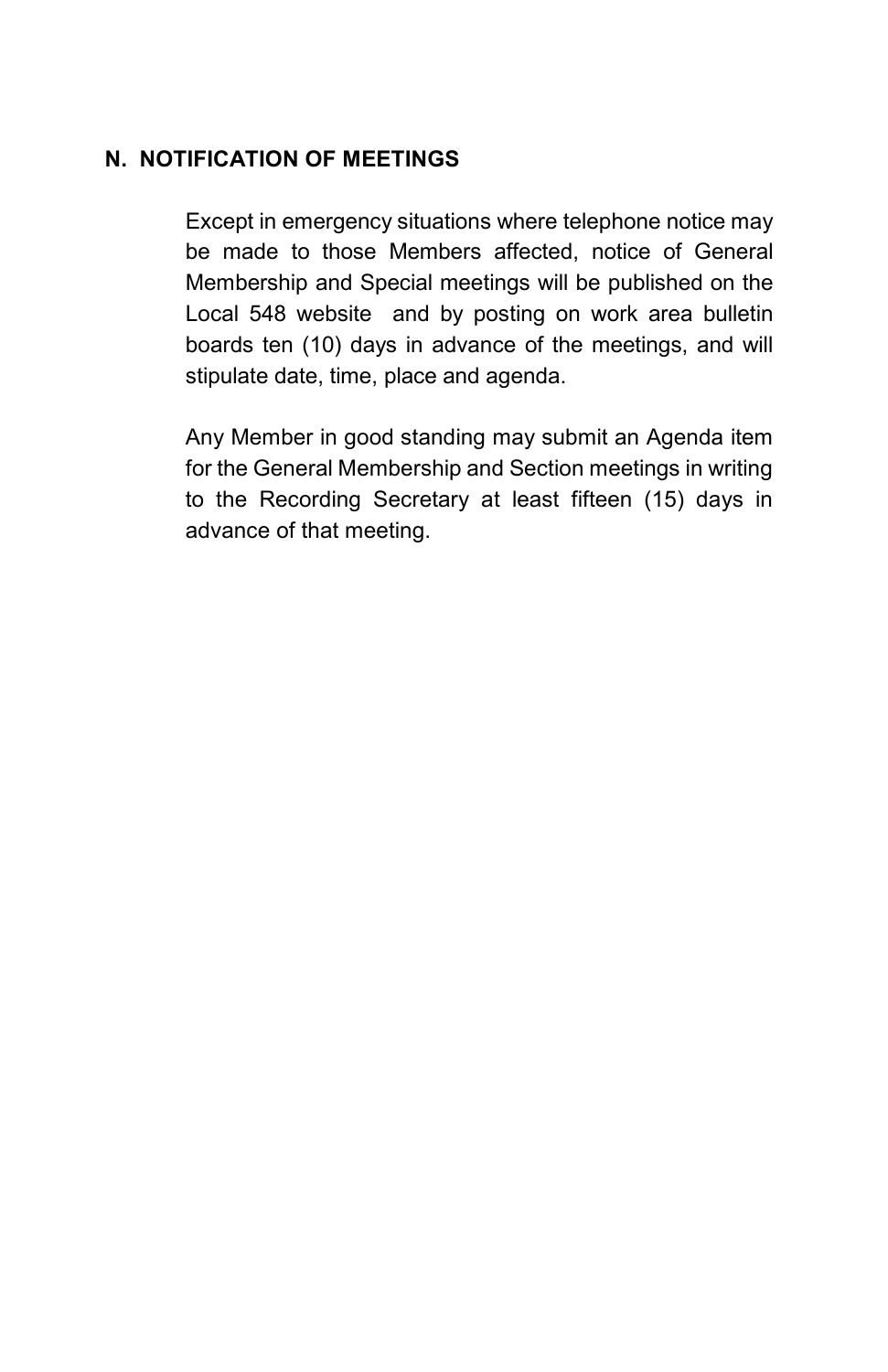## N. NOTIFICATION OF MEETINGS

Except in emergency situations where telephone notice may be made to those Members affected, notice of General Membership and Special meetings will be published on the Local 548 website and by posting on work area bulletin boards ten (10) days in advance of the meetings, and will stipulate date, time, place and agenda.

Any Member in good standing may submit an Agenda item for the General Membership and Section meetings in writing to the Recording Secretary at least fifteen (15) days in advance of that meeting.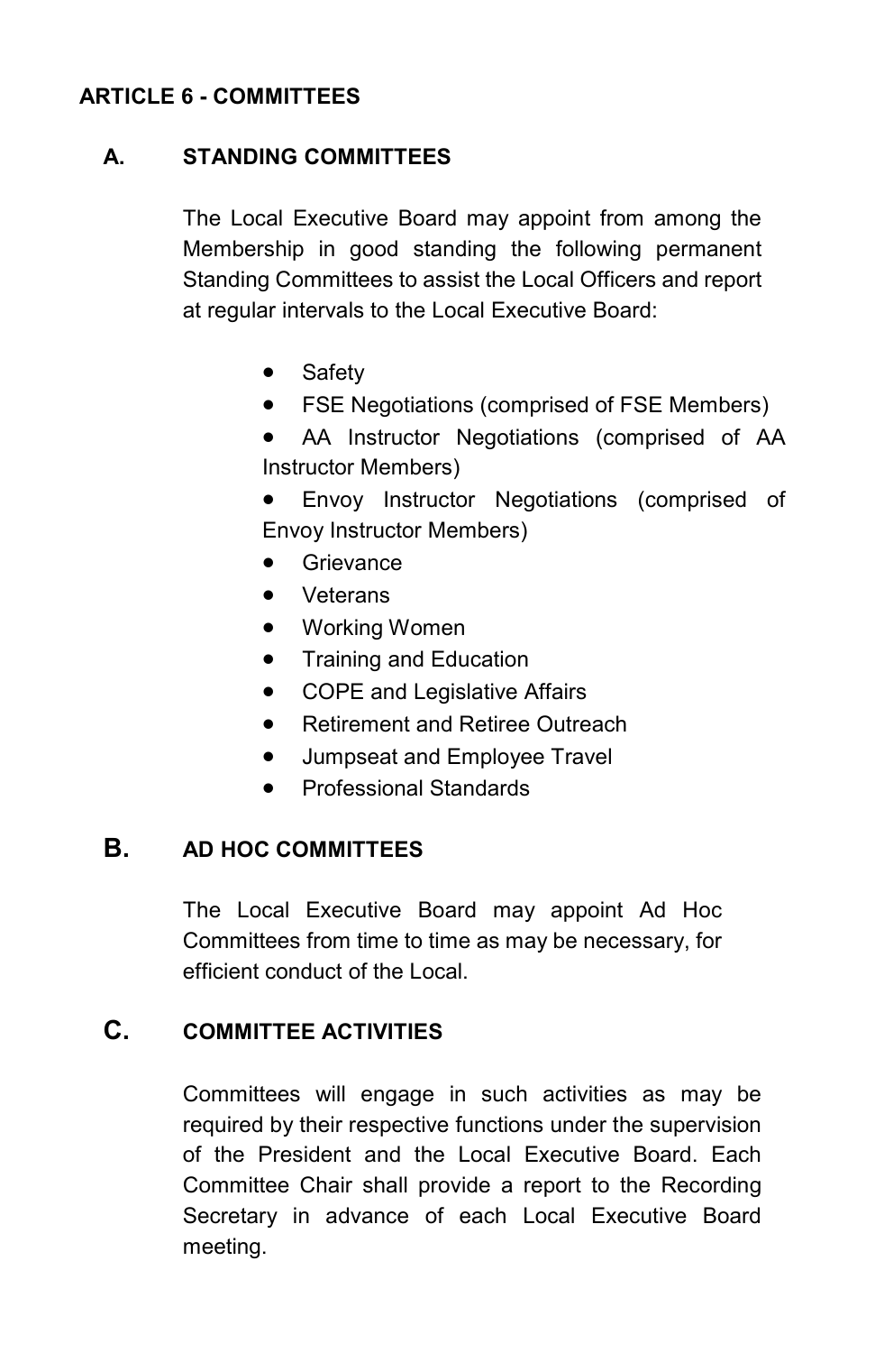## ARTICLE 6 - COMMITTEES

### A. STANDING COMMITTEES

The Local Executive Board may appoint from among the Membership in good standing the following permanent Standing Committees to assist the Local Officers and report at regular intervals to the Local Executive Board:

- Safety
- FSE Negotiations (comprised of FSE Members)
- AA Instructor Negotiations (comprised of AA Instructor Members)
- Envoy Instructor Negotiations (comprised of Envoy Instructor Members)
- Grievance
- Veterans
- Working Women
- Training and Education
- COPE and Legislative Affairs
- Retirement and Retiree Outreach
- Jumpseat and Employee Travel
- Professional Standards

### B. AD HOC COMMITTEES

The Local Executive Board may appoint Ad Hoc Committees from time to time as may be necessary, for efficient conduct of the Local.

### C. COMMITTEE ACTIVITIES

Committees will engage in such activities as may be required by their respective functions under the supervision of the President and the Local Executive Board. Each Committee Chair shall provide a report to the Recording Secretary in advance of each Local Executive Board meeting.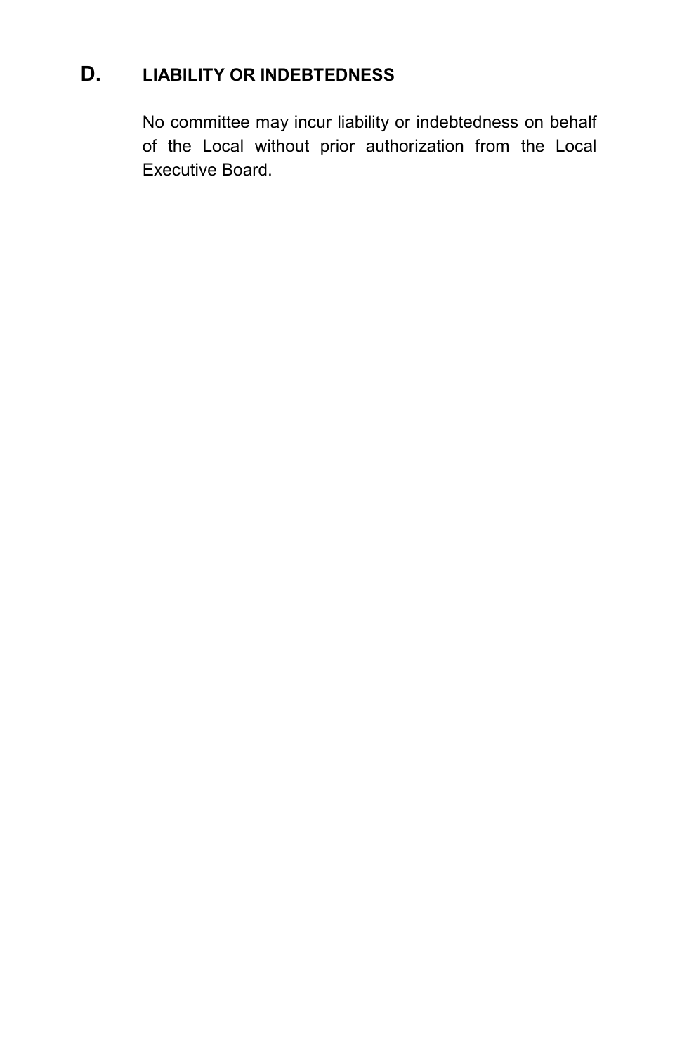### D. LIABILITY OR INDEBTEDNESS

No committee may incur liability or indebtedness on behalf of the Local without prior authorization from the Local Executive Board.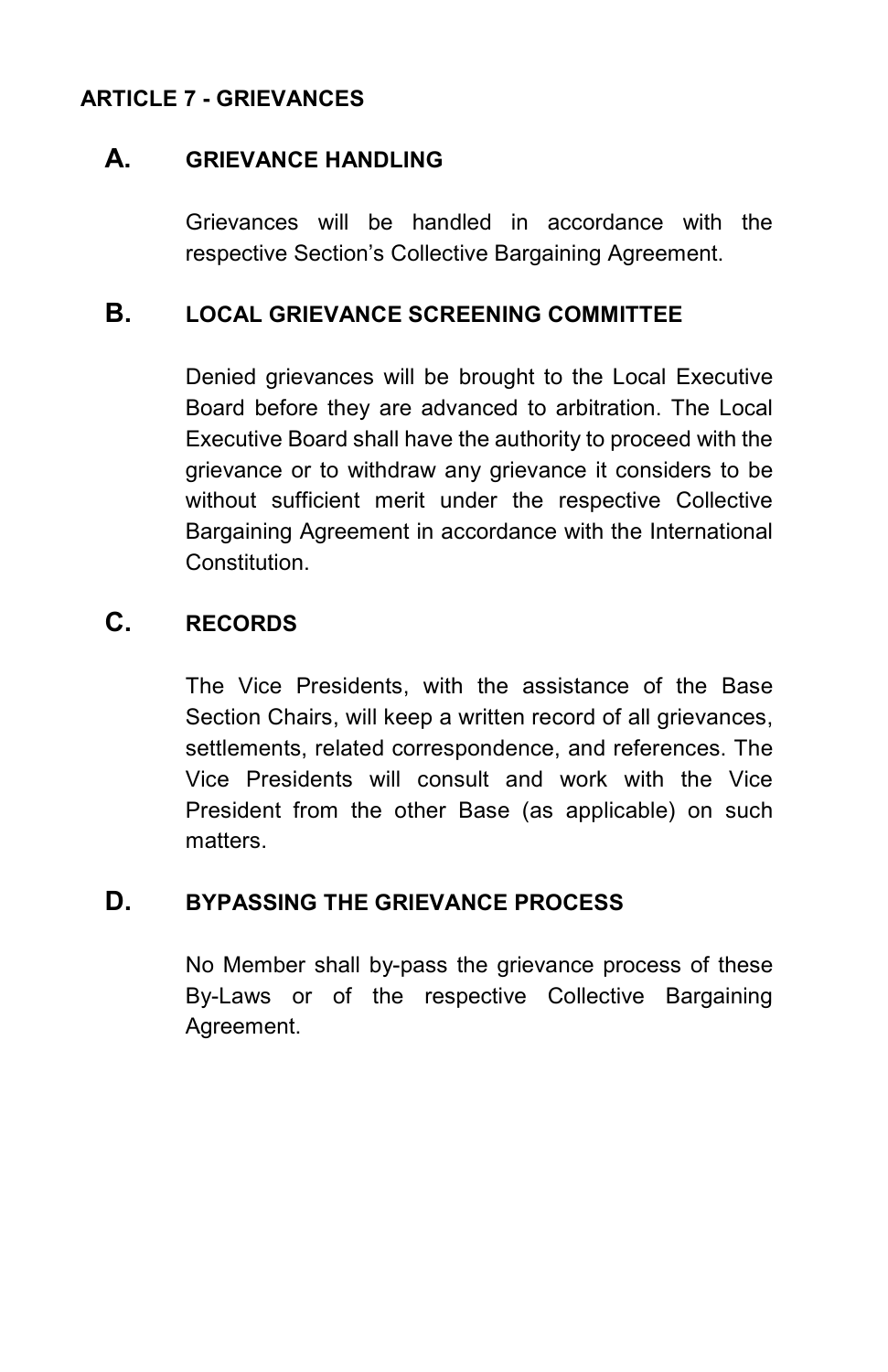## ARTICLE 7 - GRIEVANCES

### A. GRIEVANCE HANDLING

Grievances will be handled in accordance with the respective Section's Collective Bargaining Agreement.

### B. LOCAL GRIEVANCE SCREENING COMMITTEE

Denied grievances will be brought to the Local Executive Board before they are advanced to arbitration. The Local Executive Board shall have the authority to proceed with the grievance or to withdraw any grievance it considers to be without sufficient merit under the respective Collective Bargaining Agreement in accordance with the International Constitution.

### C. RECORDS

The Vice Presidents, with the assistance of the Base Section Chairs, will keep a written record of all grievances, settlements, related correspondence, and references. The Vice Presidents will consult and work with the Vice President from the other Base (as applicable) on such matters.

### D. BYPASSING THE GRIEVANCE PROCESS

No Member shall by-pass the grievance process of these By-Laws or of the respective Collective Bargaining Agreement.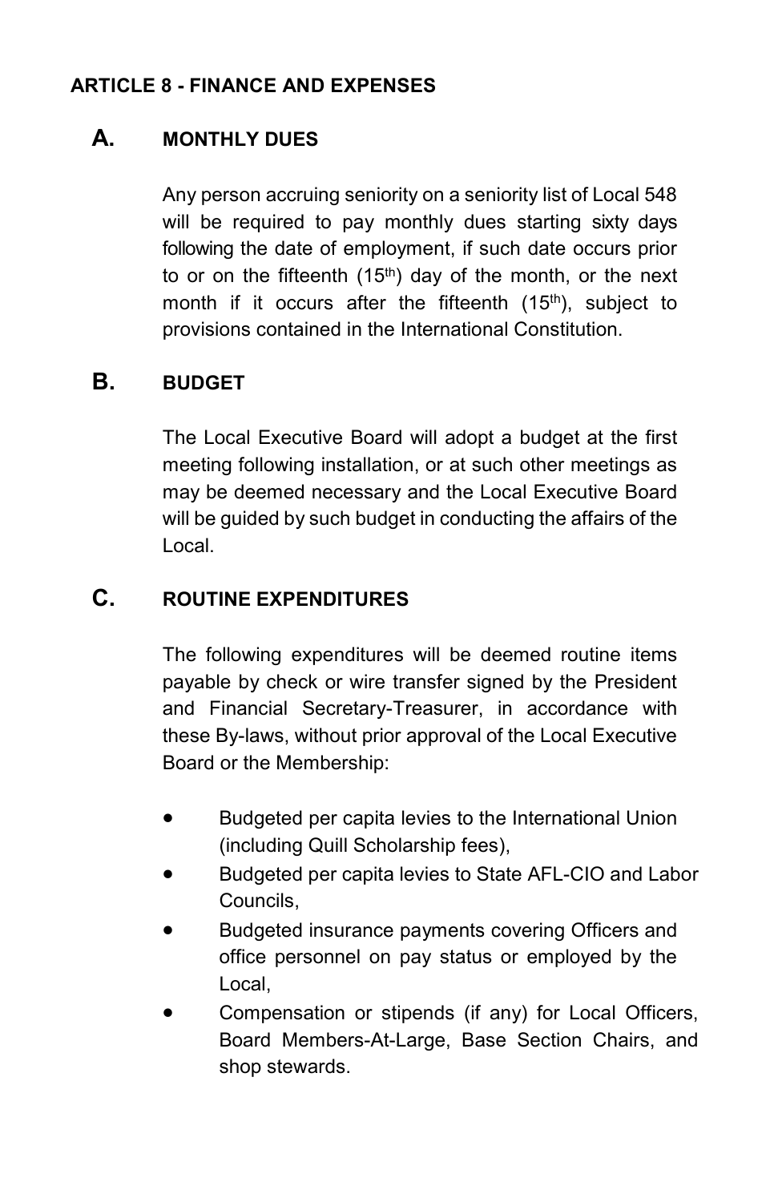## ARTICLE 8 - FINANCE AND EXPENSES

### A. MONTHLY DUES

Any person accruing seniority on a seniority list of Local 548 will be required to pay monthly dues starting sixty days following the date of employment, if such date occurs prior to or on the fifteenth (15th) day of the month, or the next month if it occurs after the fifteenth (15th), subject to provisions contained in the International Constitution.

### B. BUDGET

The Local Executive Board will adopt a budget at the first meeting following installation, or at such other meetings as may be deemed necessary and the Local Executive Board will be guided by such budget in conducting the affairs of the Local.

### C. ROUTINE EXPENDITURES

The following expenditures will be deemed routine items payable by check or wire transfer signed by the President and Financial Secretary-Treasurer, in accordance with these By-laws, without prior approval of the Local Executive Board or the Membership:

- Budgeted per capita levies to the International Union (including Quill Scholarship fees),
- Budgeted per capita levies to State AFL-CIO and Labor Councils,
- Budgeted insurance payments covering Officers and office personnel on pay status or employed by the Local,
- Compensation or stipends (if any) for Local Officers, Board Members-At-Large, Base Section Chairs, and shop stewards.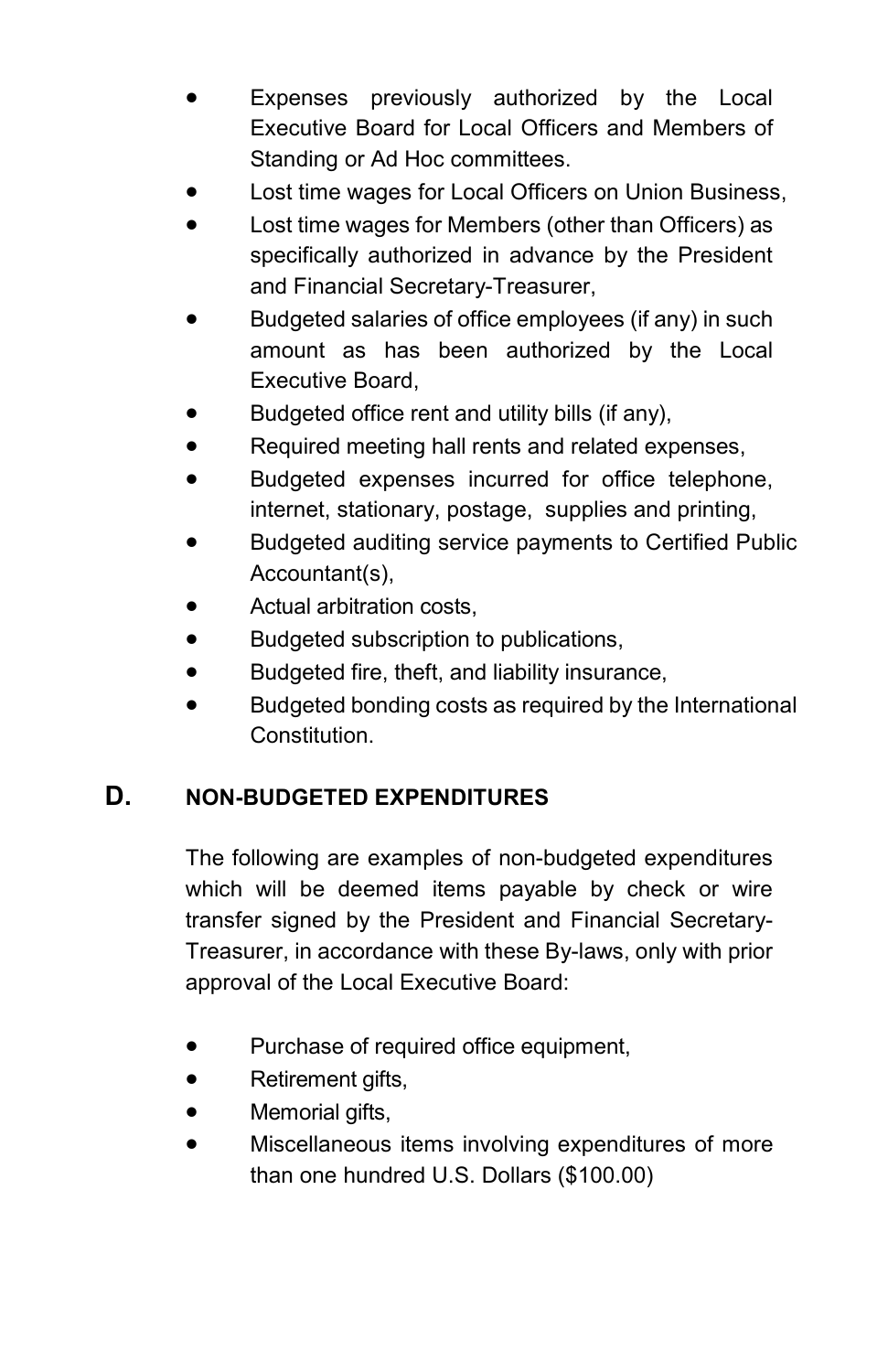- Expenses previously authorized by the Local Executive Board for Local Officers and Members of Standing or Ad Hoc committees.
- Lost time wages for Local Officers on Union Business,
- Lost time wages for Members (other than Officers) as specifically authorized in advance by the President and Financial Secretary-Treasurer,
- Budgeted salaries of office employees (if any) in such amount as has been authorized by the Local Executive Board,
- Budgeted office rent and utility bills (if any),
- Required meeting hall rents and related expenses,
- Budgeted expenses incurred for office telephone, internet, stationary, postage, supplies and printing,
- Budgeted auditing service payments to Certified Public Accountant(s),
- Actual arbitration costs,
- Budgeted subscription to publications,
- Budgeted fire, theft, and liability insurance,
- Budgeted bonding costs as required by the International Constitution.

## D. NON-BUDGETED EXPENDITURES

The following are examples of non-budgeted expenditures which will be deemed items payable by check or wire transfer signed by the President and Financial Secretary-Treasurer, in accordance with these By-laws, only with prior approval of the Local Executive Board:

- Purchase of required office equipment,
- Retirement gifts,
- Memorial gifts,
- Miscellaneous items involving expenditures of more than one hundred U.S. Dollars ($100.00)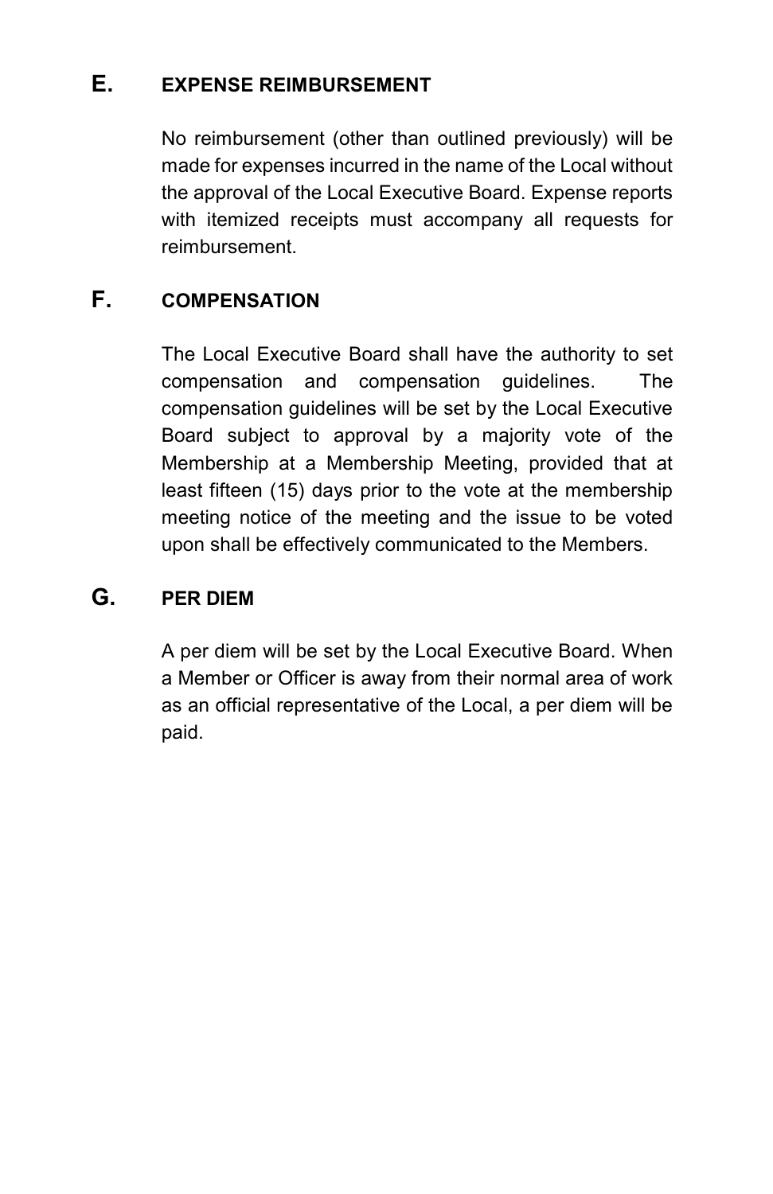## E. EXPENSE REIMBURSEMENT

No reimbursement (other than outlined previously) will be made for expenses incurred in the name of the Local without the approval of the Local Executive Board. Expense reports with itemized receipts must accompany all requests for reimbursement.

## F. COMPENSATION

The Local Executive Board shall have the authority to set compensation and compensation guidelines. The compensation guidelines will be set by the Local Executive Board subject to approval by a majority vote of the Membership at a Membership Meeting, provided that at least fifteen (15) days prior to the vote at the membership meeting notice of the meeting and the issue to be voted upon shall be effectively communicated to the Members.

## G. PER DIEM

A per diem will be set by the Local Executive Board. When a Member or Officer is away from their normal area of work as an official representative of the Local, a per diem will be paid.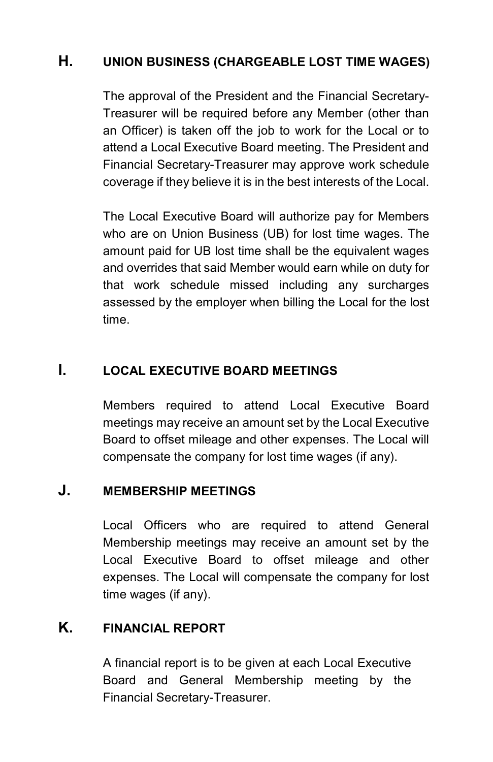## H. UNION BUSINESS (CHARGEABLE LOST TIME WAGES)

The approval of the President and the Financial Secretary-Treasurer will be required before any Member (other than an Officer) is taken off the job to work for the Local or to attend a Local Executive Board meeting. The President and Financial Secretary-Treasurer may approve work schedule coverage if they believe it is in the best interests of the Local.

The Local Executive Board will authorize pay for Members who are on Union Business (UB) for lost time wages. The amount paid for UB lost time shall be the equivalent wages and overrides that said Member would earn while on duty for that work schedule missed including any surcharges assessed by the employer when billing the Local for the lost time.

## I. LOCAL EXECUTIVE BOARD MEETINGS

Members required to attend Local Executive Board meetings may receive an amount set by the Local Executive Board to offset mileage and other expenses. The Local will compensate the company for lost time wages (if any).

## J. MEMBERSHIP MEETINGS

Local Officers who are required to attend General Membership meetings may receive an amount set by the Local Executive Board to offset mileage and other expenses. The Local will compensate the company for lost time wages (if any).

## K. FINANCIAL REPORT

A financial report is to be given at each Local Executive Board and General Membership meeting by the Financial Secretary-Treasurer.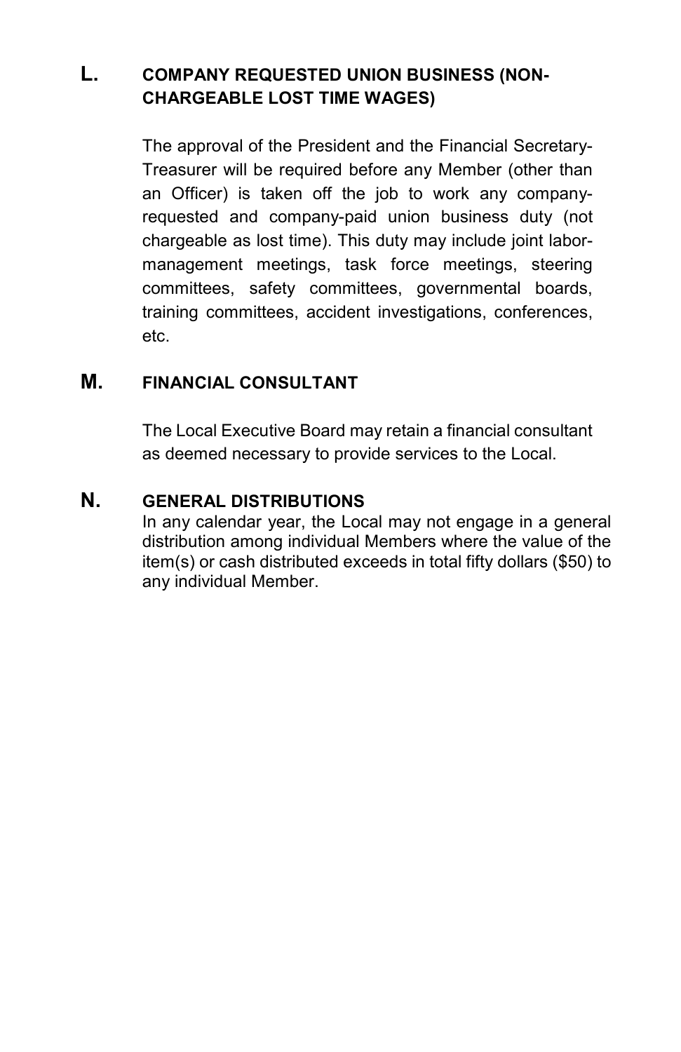### L. COMPANY REQUESTED UNION BUSINESS (NON-CHARGEABLE LOST TIME WAGES)

The approval of the President and the Financial Secretary-Treasurer will be required before any Member (other than an Officer) is taken off the job to work any company-requested and company-paid union business duty (not chargeable as lost time). This duty may include joint labor-management meetings, task force meetings, steering committees, safety committees, governmental boards, training committees, accident investigations, conferences, etc.

### M. FINANCIAL CONSULTANT

The Local Executive Board may retain a financial consultant as deemed necessary to provide services to the Local.

### N. GENERAL DISTRIBUTIONS

In any calendar year, the Local may not engage in a general distribution among individual Members where the value of the item(s) or cash distributed exceeds in total fifty dollars ($50) to any individual Member.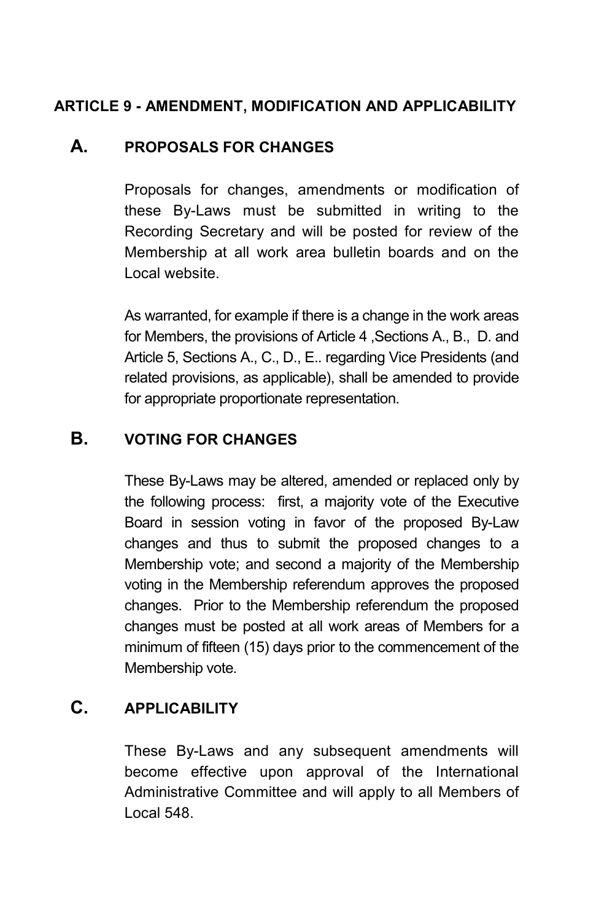## ARTICLE 9 - AMENDMENT, MODIFICATION AND APPLICABILITY

### A. PROPOSALS FOR CHANGES

Proposals for changes, amendments or modification of these By-Laws must be submitted in writing to the Recording Secretary and will be posted for review of the Membership at all work area bulletin boards and on the Local website.

As warranted, for example if there is a change in the work areas for Members, the provisions of Article 4 ,Sections A., B., D. and Article 5, Sections A., C., D., E.. regarding Vice Presidents (and related provisions, as applicable), shall be amended to provide for appropriate proportionate representation.

### B. VOTING FOR CHANGES

These By-Laws may be altered, amended or replaced only by the following process: first, a majority vote of the Executive Board in session voting in favor of the proposed By-Law changes and thus to submit the proposed changes to a Membership vote; and second a majority of the Membership voting in the Membership referendum approves the proposed changes. Prior to the Membership referendum the proposed changes must be posted at all work areas of Members for a minimum of fifteen (15) days prior to the commencement of the Membership vote.

### C. APPLICABILITY

These By-Laws and any subsequent amendments will become effective upon approval of the International Administrative Committee and will apply to all Members of Local 548.